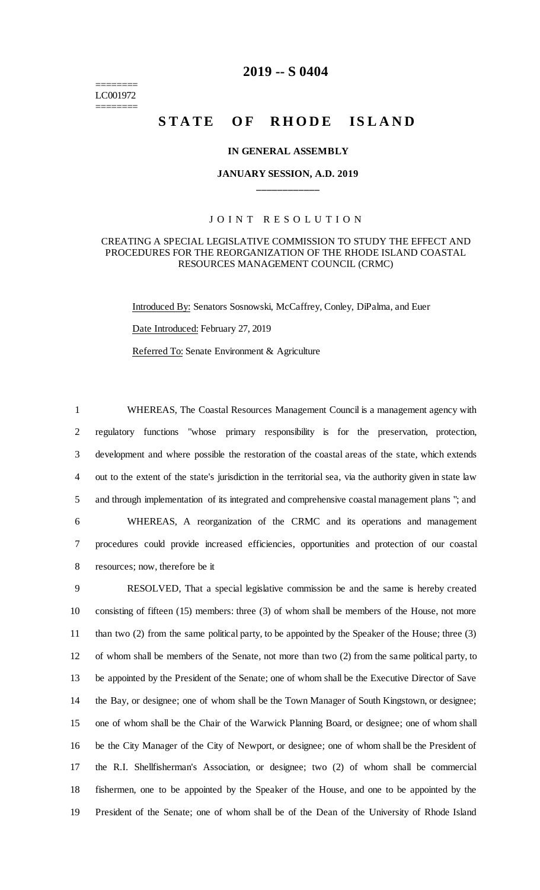# 2019 -- S 0404

========
LC001972
========

# STATE OF RHODE ISLAND

## IN GENERAL ASSEMBLY

### JANUARY SESSION, A.D. 2019

____________

J O I N T R E S O L U T I O N

CREATING A SPECIAL LEGISLATIVE COMMISSION TO STUDY THE EFFECT AND PROCEDURES FOR THE REORGANIZATION OF THE RHODE ISLAND COASTAL RESOURCES MANAGEMENT COUNCIL (CRMC)

Introduced By: Senators Sosnowski, McCaffrey, Conley, DiPalma, and Euer

Date Introduced: February 27, 2019

Referred To: Senate Environment & Agriculture

1 WHEREAS, The Coastal Resources Management Council is a management agency with
2 regulatory functions "whose primary responsibility is for the preservation, protection,
3 development and where possible the restoration of the coastal areas of the state, which extends
4 out to the extent of the state's jurisdiction in the territorial sea, via the authority given in state law
5 and through implementation of its integrated and comprehensive coastal management plans "; and
6 WHEREAS, A reorganization of the CRMC and its operations and management
7 procedures could provide increased efficiencies, opportunities and protection of our coastal
8 resources; now, therefore be it
9 RESOLVED, That a special legislative commission be and the same is hereby created
10 consisting of fifteen (15) members: three (3) of whom shall be members of the House, not more
11 than two (2) from the same political party, to be appointed by the Speaker of the House; three (3)
12 of whom shall be members of the Senate, not more than two (2) from the same political party, to
13 be appointed by the President of the Senate; one of whom shall be the Executive Director of Save
14 the Bay, or designee; one of whom shall be the Town Manager of South Kingstown, or designee;
15 one of whom shall be the Chair of the Warwick Planning Board, or designee; one of whom shall
16 be the City Manager of the City of Newport, or designee; one of whom shall be the President of
17 the R.I. Shellfisherman's Association, or designee; two (2) of whom shall be commercial
18 fishermen, one to be appointed by the Speaker of the House, and one to be appointed by the
19 President of the Senate; one of whom shall be of the Dean of the University of Rhode Island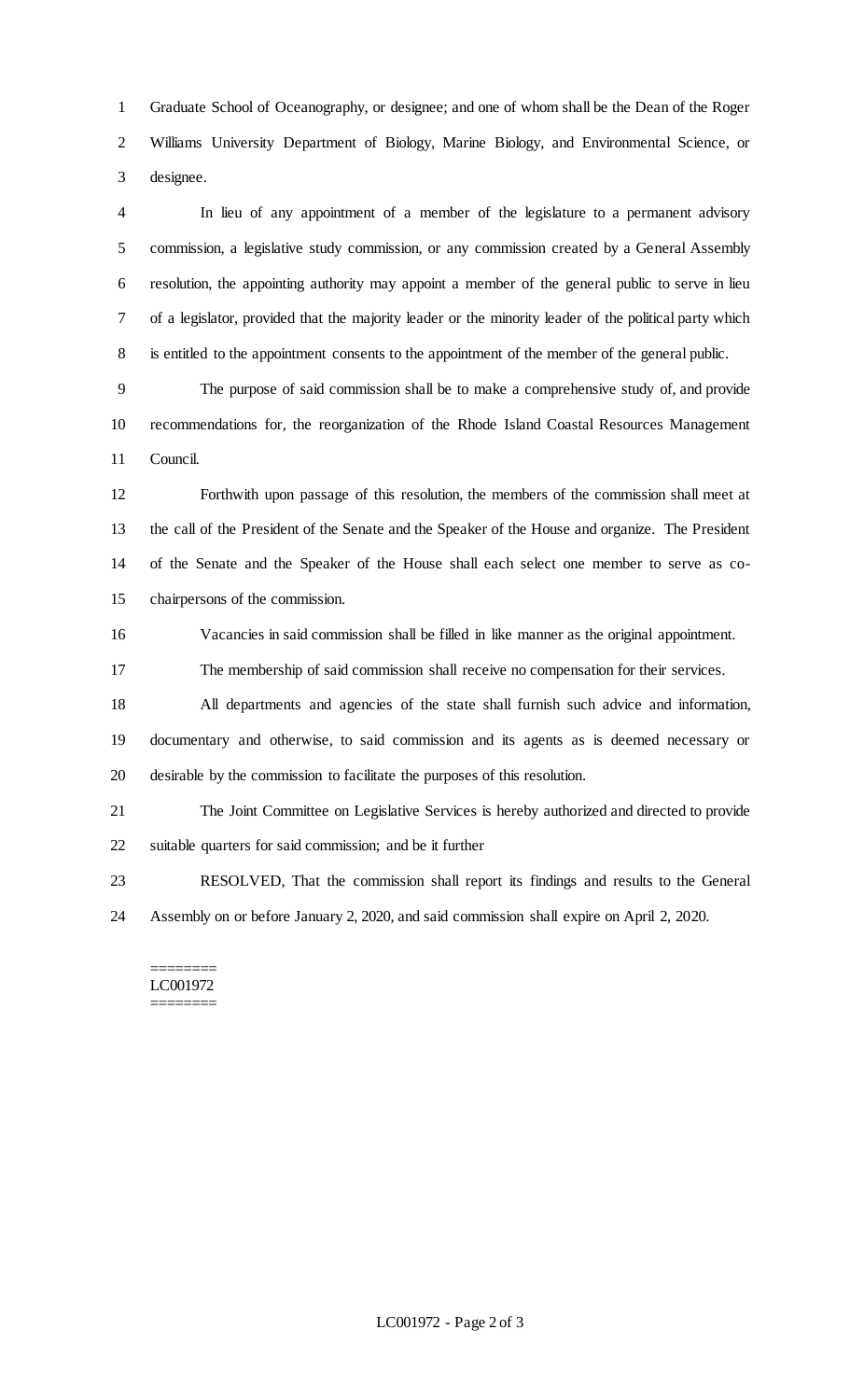Graduate School of Oceanography, or designee; and one of whom shall be the Dean of the Roger Williams University Department of Biology, Marine Biology, and Environmental Science, or designee.

In lieu of any appointment of a member of the legislature to a permanent advisory commission, a legislative study commission, or any commission created by a General Assembly resolution, the appointing authority may appoint a member of the general public to serve in lieu of a legislator, provided that the majority leader or the minority leader of the political party which is entitled to the appointment consents to the appointment of the member of the general public.

The purpose of said commission shall be to make a comprehensive study of, and provide recommendations for, the reorganization of the Rhode Island Coastal Resources Management Council.

Forthwith upon passage of this resolution, the members of the commission shall meet at the call of the President of the Senate and the Speaker of the House and organize. The President of the Senate and the Speaker of the House shall each select one member to serve as co-chairpersons of the commission.

Vacancies in said commission shall be filled in like manner as the original appointment.

The membership of said commission shall receive no compensation for their services.

All departments and agencies of the state shall furnish such advice and information, documentary and otherwise, to said commission and its agents as is deemed necessary or desirable by the commission to facilitate the purposes of this resolution.

The Joint Committee on Legislative Services is hereby authorized and directed to provide suitable quarters for said commission; and be it further

RESOLVED, That the commission shall report its findings and results to the General Assembly on or before January 2, 2020, and said commission shall expire on April 2, 2020.

========
LC001972
========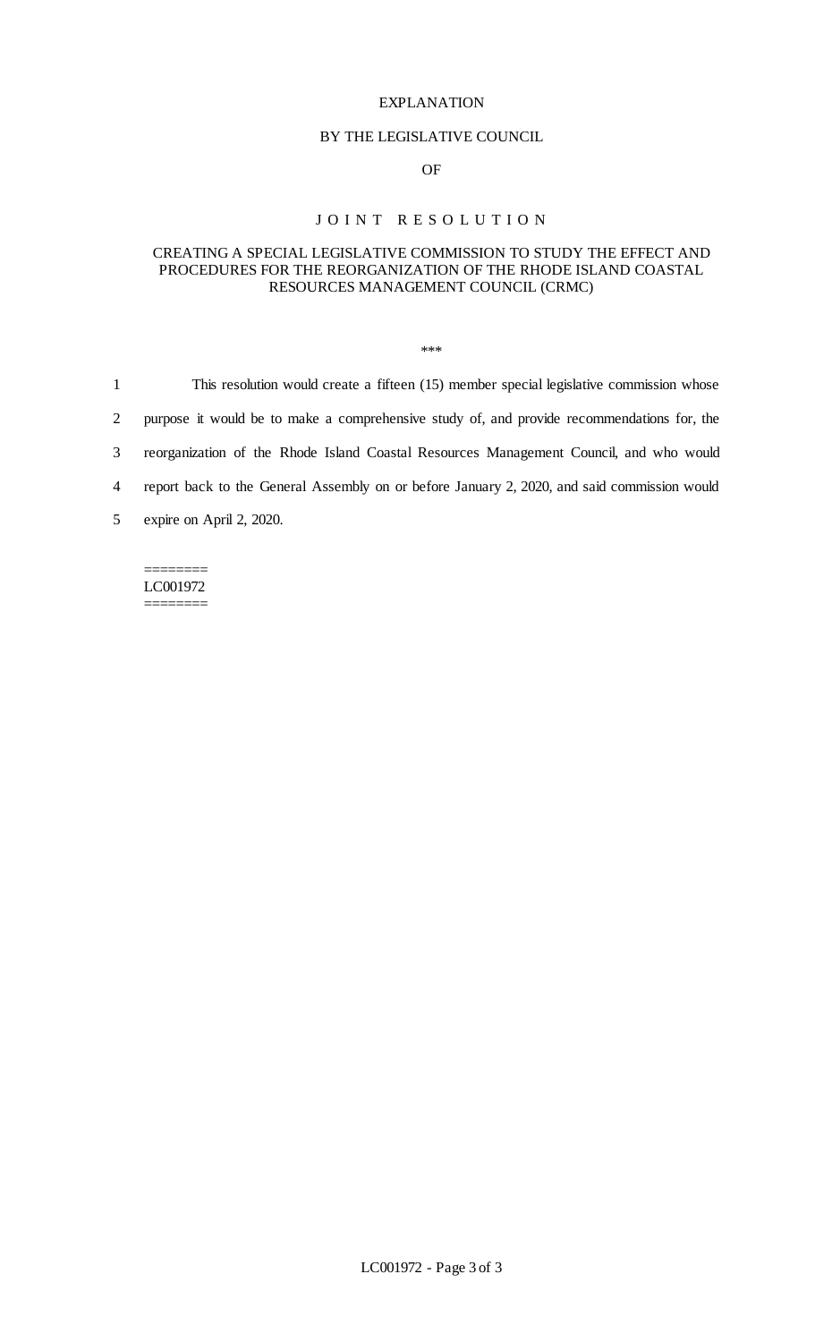EXPLANATION

BY THE LEGISLATIVE COUNCIL

OF

J O I N T   R E S O L U T I O N

CREATING A SPECIAL LEGISLATIVE COMMISSION TO STUDY THE EFFECT AND PROCEDURES FOR THE REORGANIZATION OF THE RHODE ISLAND COASTAL RESOURCES MANAGEMENT COUNCIL (CRMC)

***

This resolution would create a fifteen (15) member special legislative commission whose purpose it would be to make a comprehensive study of, and provide recommendations for, the reorganization of the Rhode Island Coastal Resources Management Council, and who would report back to the General Assembly on or before January 2, 2020, and said commission would expire on April 2, 2020.

========
LC001972
========